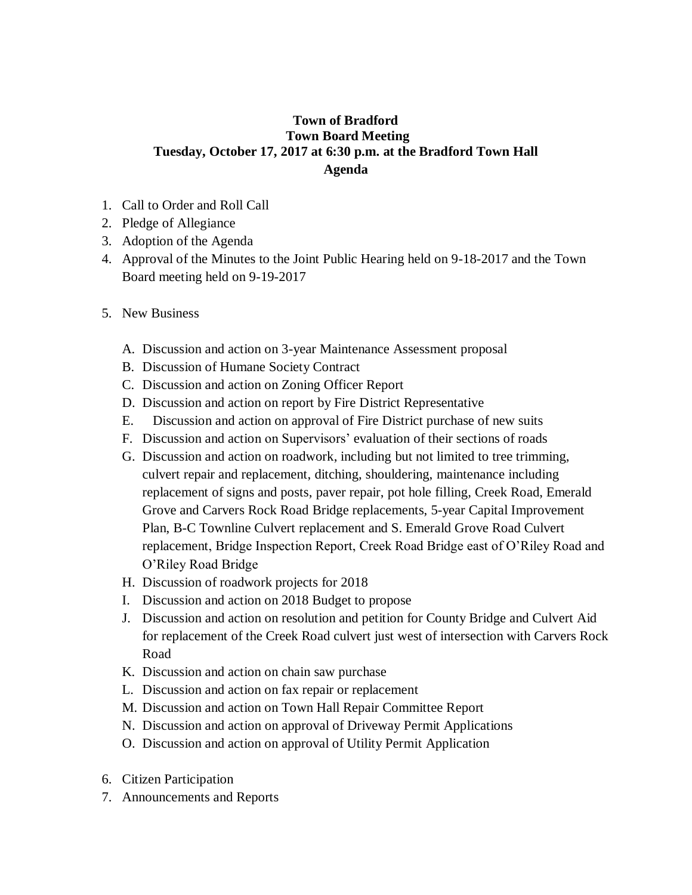# Town of Bradford
## Town Board Meeting
## Tuesday, October 17, 2017 at 6:30 p.m. at the Bradford Town Hall
## Agenda

1. Call to Order and Roll Call
2. Pledge of Allegiance
3. Adoption of the Agenda
4. Approval of the Minutes to the Joint Public Hearing held on 9-18-2017 and the Town Board meeting held on 9-19-2017

5. New Business

   A. Discussion and action on 3-year Maintenance Assessment proposal
   B. Discussion of Humane Society Contract
   C. Discussion and action on Zoning Officer Report
   D. Discussion and action on report by Fire District Representative
   E. Discussion and action on approval of Fire District purchase of new suits
   F. Discussion and action on Supervisors' evaluation of their sections of roads
   G. Discussion and action on roadwork, including but not limited to tree trimming, culvert repair and replacement, ditching, shouldering, maintenance including replacement of signs and posts, paver repair, pot hole filling, Creek Road, Emerald Grove and Carvers Rock Road Bridge replacements, 5-year Capital Improvement Plan, B-C Townline Culvert replacement and S. Emerald Grove Road Culvert replacement, Bridge Inspection Report, Creek Road Bridge east of O'Riley Road and O'Riley Road Bridge
   H. Discussion of roadwork projects for 2018
   I. Discussion and action on 2018 Budget to propose
   J. Discussion and action on resolution and petition for County Bridge and Culvert Aid for replacement of the Creek Road culvert just west of intersection with Carvers Rock Road
   K. Discussion and action on chain saw purchase
   L. Discussion and action on fax repair or replacement
   M. Discussion and action on Town Hall Repair Committee Report
   N. Discussion and action on approval of Driveway Permit Applications
   O. Discussion and action on approval of Utility Permit Application

6. Citizen Participation
7. Announcements and Reports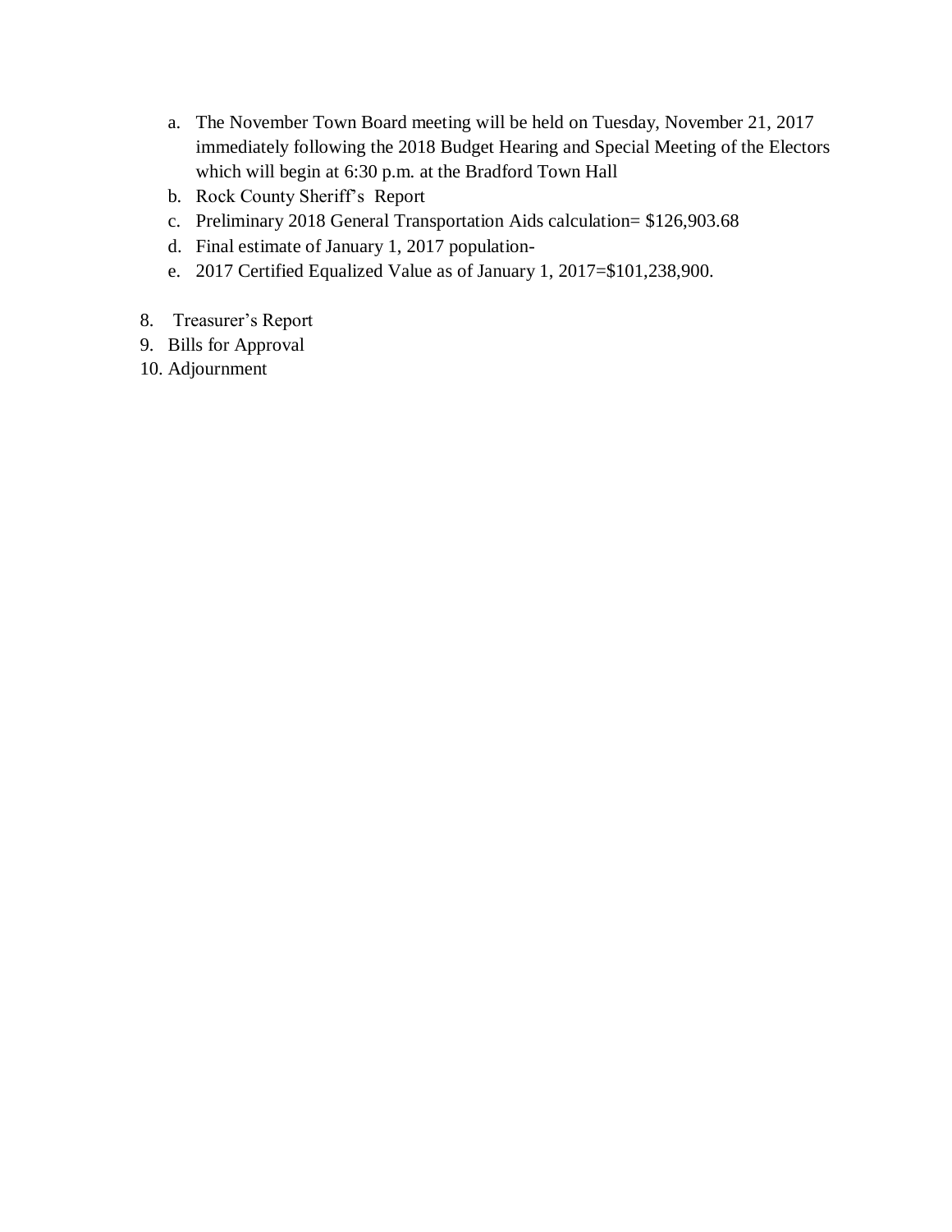a. The November Town Board meeting will be held on Tuesday, November 21, 2017 immediately following the 2018 Budget Hearing and Special Meeting of the Electors which will begin at 6:30 p.m. at the Bradford Town Hall
b. Rock County Sheriff's Report
c. Preliminary 2018 General Transportation Aids calculation= $126,903.68
d. Final estimate of January 1, 2017 population-
e. 2017 Certified Equalized Value as of January 1, 2017=$101,238,900.

8. Treasurer's Report
9. Bills for Approval
10. Adjournment